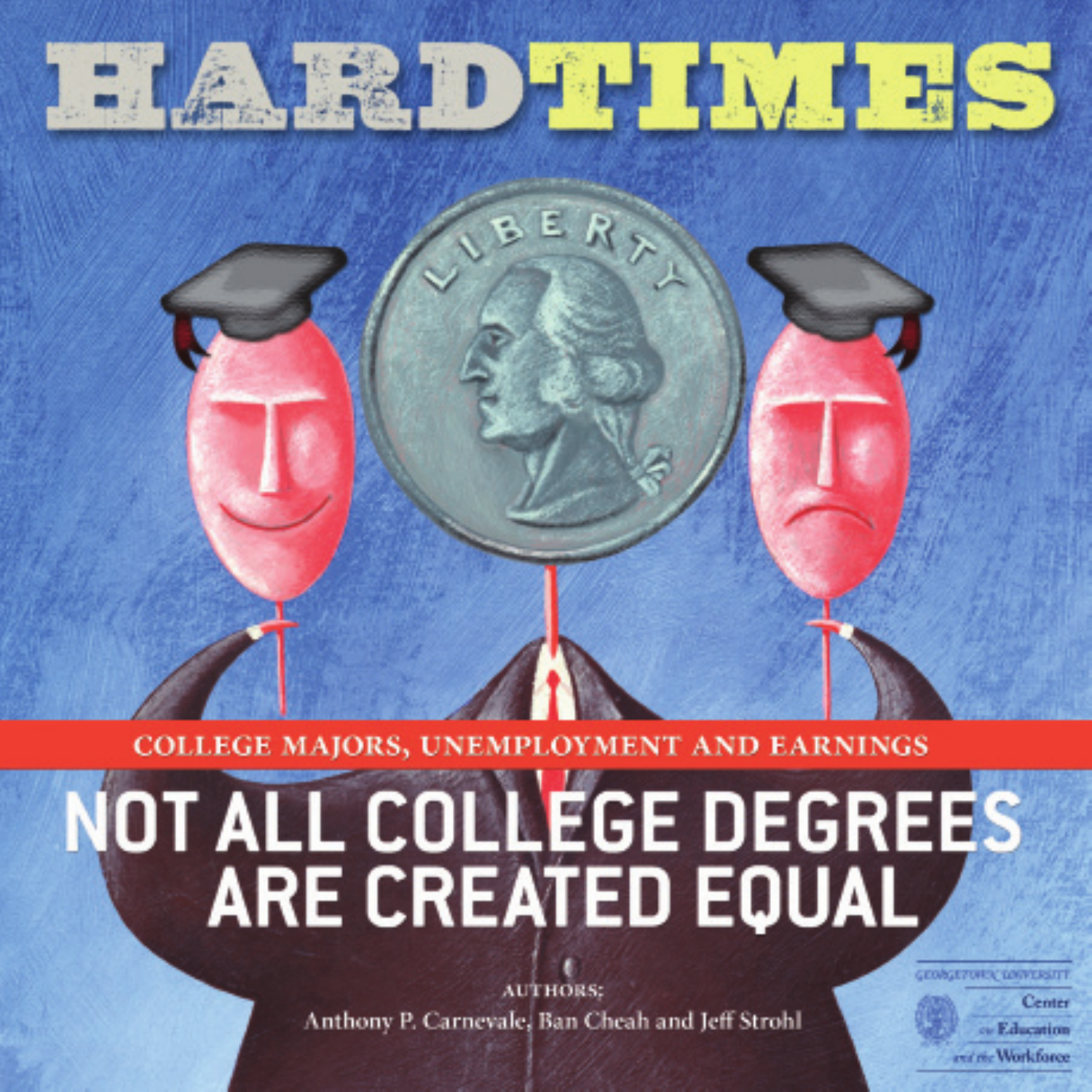# HARD TIMES

COLLEGE MAJORS, UNEMPLOYMENT AND EARNINGS

## NOT ALL COLLEGE DEGREES ARE CREATED EQUAL

AUTHORS:
Anthony P. Carnevale, Ban Cheah and Jeff Strohl

Georgetown University
Center on Education and the Workforce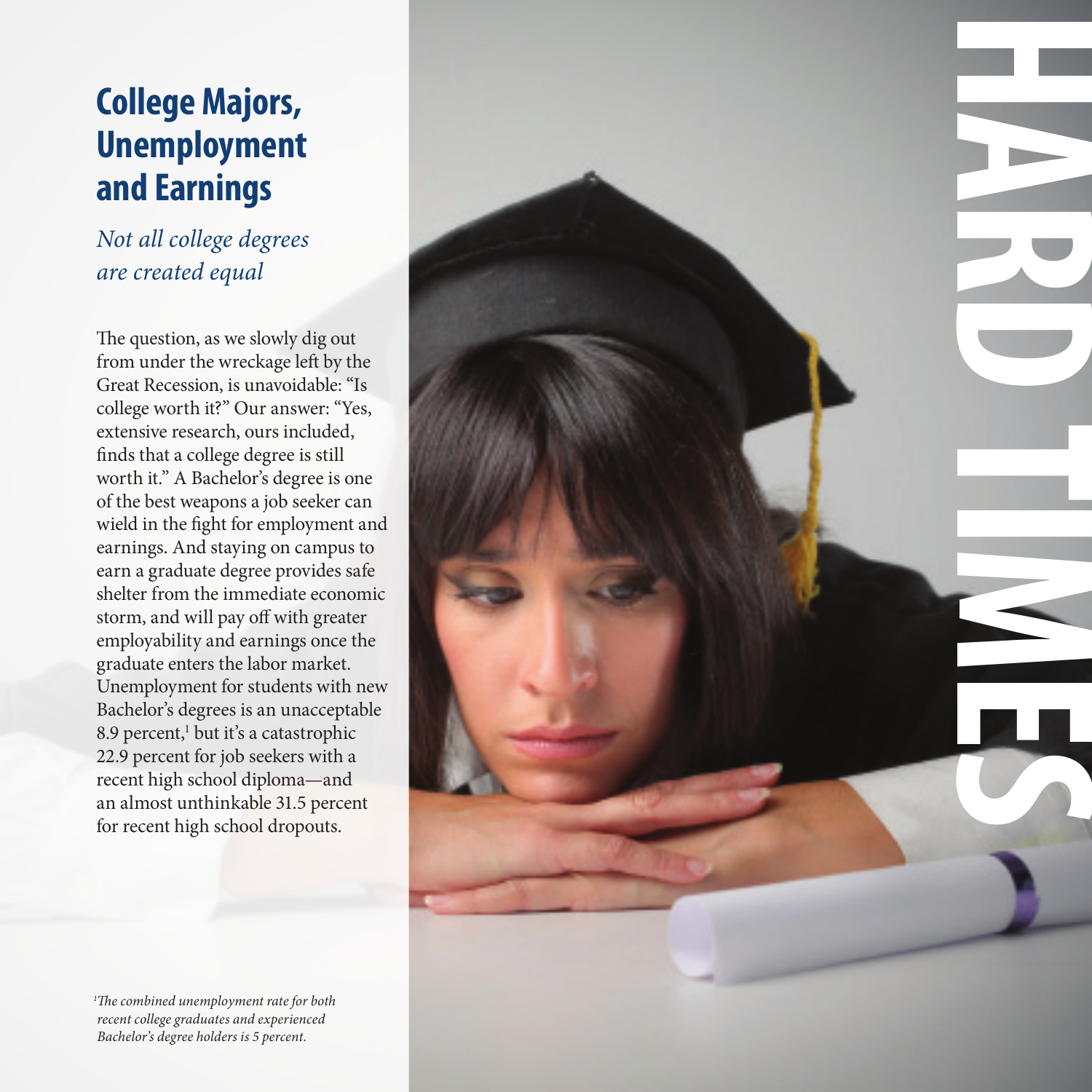# College Majors, Unemployment and Earnings

*Not all college degrees are created equal*

The question, as we slowly dig out from under the wreckage left by the Great Recession, is unavoidable: "Is college worth it?" Our answer: "Yes, extensive research, ours included, finds that a college degree is still worth it." A Bachelor's degree is one of the best weapons a job seeker can wield in the fight for employment and earnings. And staying on campus to earn a graduate degree provides safe shelter from the immediate economic storm, and will pay off with greater employability and earnings once the graduate enters the labor market. Unemployment for students with new Bachelor's degrees is an unacceptable 8.9 percent,[1] but it's a catastrophic 22.9 percent for job seekers with a recent high school diploma—and an almost unthinkable 31.5 percent for recent high school dropouts.

## HARD TIMES

*[1] The combined unemployment rate for both recent college graduates and experienced Bachelor's degree holders is 5 percent.*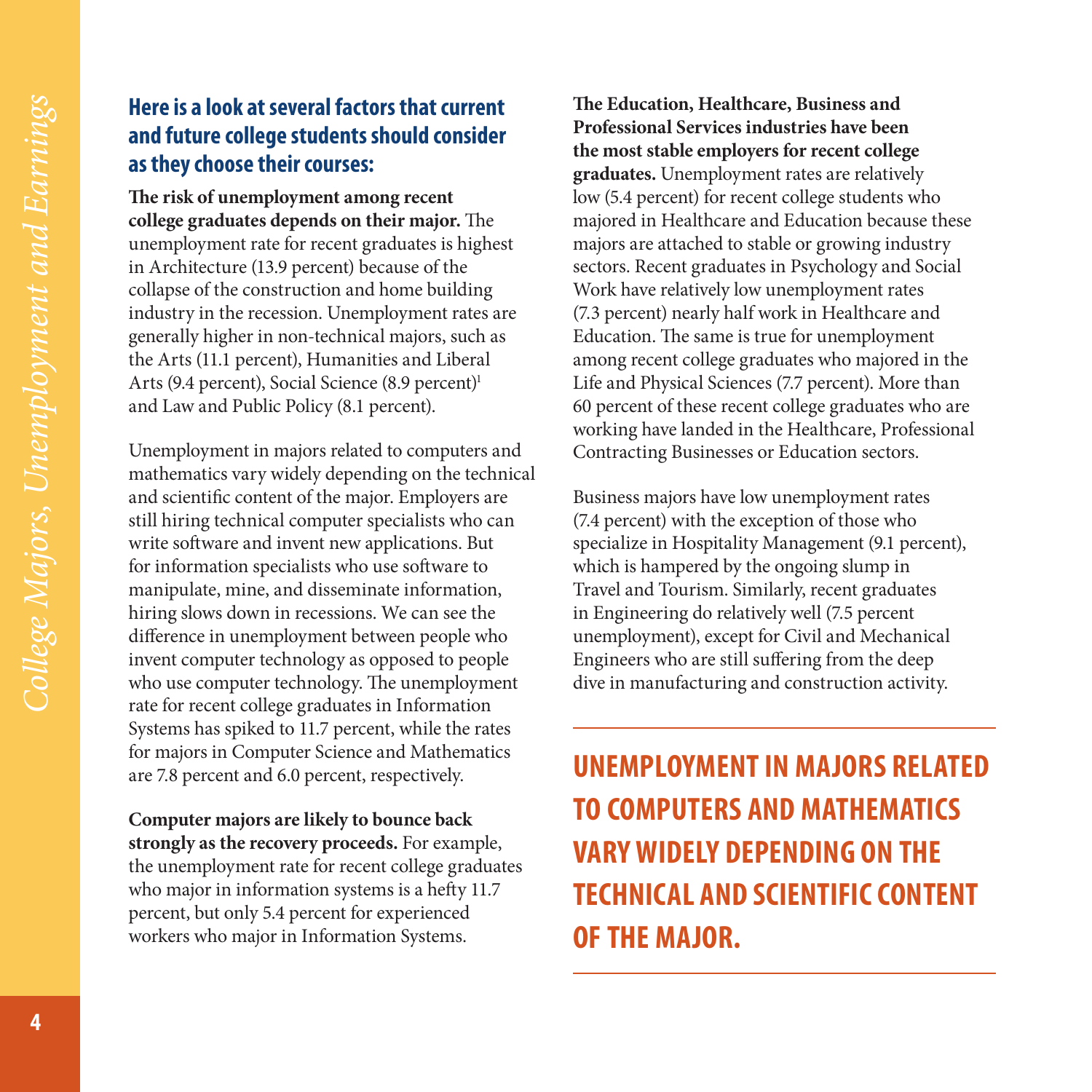## Here is a look at several factors that current and future college students should consider as they choose their courses:

**The risk of unemployment among recent college graduates depends on their major.** The unemployment rate for recent graduates is highest in Architecture (13.9 percent) because of the collapse of the construction and home building industry in the recession. Unemployment rates are generally higher in non-technical majors, such as the Arts (11.1 percent), Humanities and Liberal Arts (9.4 percent), Social Science (8.9 percent)[1] and Law and Public Policy (8.1 percent).

Unemployment in majors related to computers and mathematics vary widely depending on the technical and scientific content of the major. Employers are still hiring technical computer specialists who can write software and invent new applications. But for information specialists who use software to manipulate, mine, and disseminate information, hiring slows down in recessions. We can see the difference in unemployment between people who invent computer technology as opposed to people who use computer technology. The unemployment rate for recent college graduates in Information Systems has spiked to 11.7 percent, while the rates for majors in Computer Science and Mathematics are 7.8 percent and 6.0 percent, respectively.

**Computer majors are likely to bounce back strongly as the recovery proceeds.** For example, the unemployment rate for recent college graduates who major in information systems is a hefty 11.7 percent, but only 5.4 percent for experienced workers who major in Information Systems.

**The Education, Healthcare, Business and Professional Services industries have been the most stable employers for recent college graduates.** Unemployment rates are relatively low (5.4 percent) for recent college students who majored in Healthcare and Education because these majors are attached to stable or growing industry sectors. Recent graduates in Psychology and Social Work have relatively low unemployment rates (7.3 percent) nearly half work in Healthcare and Education. The same is true for unemployment among recent college graduates who majored in the Life and Physical Sciences (7.7 percent). More than 60 percent of these recent college graduates who are working have landed in the Healthcare, Professional Contracting Businesses or Education sectors.

Business majors have low unemployment rates (7.4 percent) with the exception of those who specialize in Hospitality Management (9.1 percent), which is hampered by the ongoing slump in Travel and Tourism. Similarly, recent graduates in Engineering do relatively well (7.5 percent unemployment), except for Civil and Mechanical Engineers who are still suffering from the deep dive in manufacturing and construction activity.

**UNEMPLOYMENT IN MAJORS RELATED TO COMPUTERS AND MATHEMATICS VARY WIDELY DEPENDING ON THE TECHNICAL AND SCIENTIFIC CONTENT OF THE MAJOR.**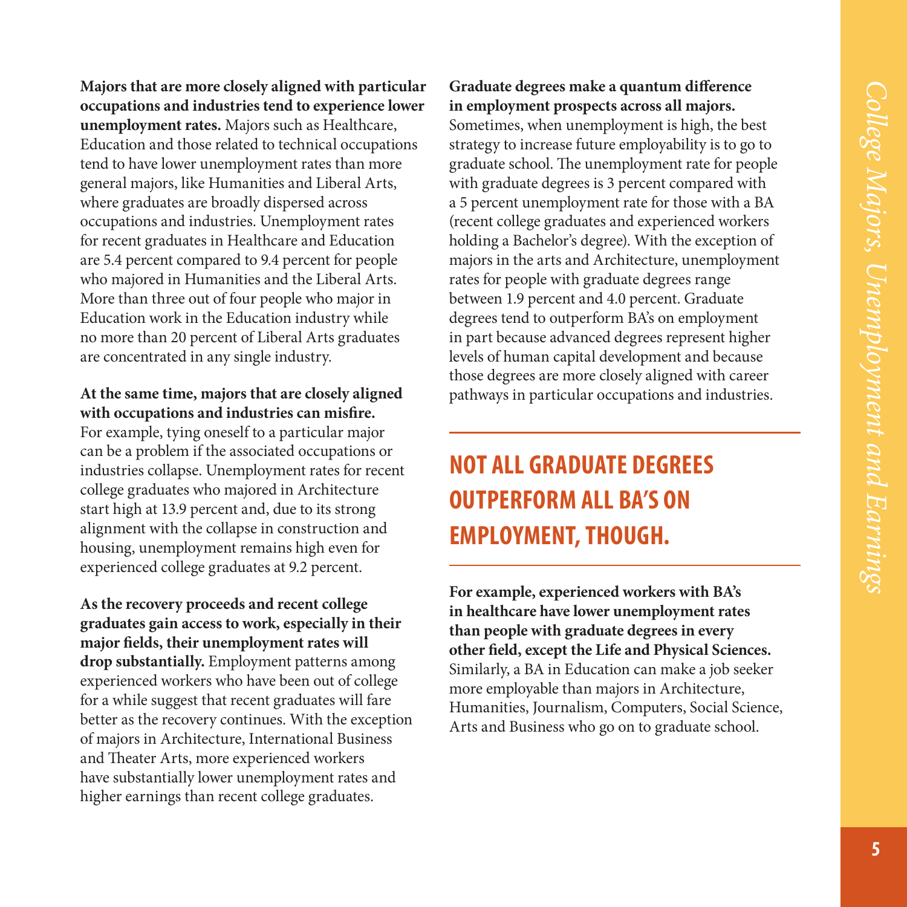**Majors that are more closely aligned with particular occupations and industries tend to experience lower unemployment rates.** Majors such as Healthcare, Education and those related to technical occupations tend to have lower unemployment rates than more general majors, like Humanities and Liberal Arts, where graduates are broadly dispersed across occupations and industries. Unemployment rates for recent graduates in Healthcare and Education are 5.4 percent compared to 9.4 percent for people who majored in Humanities and the Liberal Arts. More than three out of four people who major in Education work in the Education industry while no more than 20 percent of Liberal Arts graduates are concentrated in any single industry.

**At the same time, majors that are closely aligned with occupations and industries can misfire.** For example, tying oneself to a particular major can be a problem if the associated occupations or industries collapse. Unemployment rates for recent college graduates who majored in Architecture start high at 13.9 percent and, due to its strong alignment with the collapse in construction and housing, unemployment remains high even for experienced college graduates at 9.2 percent.

**As the recovery proceeds and recent college graduates gain access to work, especially in their major fields, their unemployment rates will drop substantially.** Employment patterns among experienced workers who have been out of college for a while suggest that recent graduates will fare better as the recovery continues. With the exception of majors in Architecture, International Business and Theater Arts, more experienced workers have substantially lower unemployment rates and higher earnings than recent college graduates.

**Graduate degrees make a quantum difference in employment prospects across all majors.** Sometimes, when unemployment is high, the best strategy to increase future employability is to go to graduate school. The unemployment rate for people with graduate degrees is 3 percent compared with a 5 percent unemployment rate for those with a BA (recent college graduates and experienced workers holding a Bachelor's degree). With the exception of majors in the arts and Architecture, unemployment rates for people with graduate degrees range between 1.9 percent and 4.0 percent. Graduate degrees tend to outperform BA's on employment in part because advanced degrees represent higher levels of human capital development and because those degrees are more closely aligned with career pathways in particular occupations and industries.

## NOT ALL GRADUATE DEGREES OUTPERFORM ALL BA'S ON EMPLOYMENT, THOUGH.

**For example, experienced workers with BA's in healthcare have lower unemployment rates than people with graduate degrees in every other field, except the Life and Physical Sciences.** Similarly, a BA in Education can make a job seeker more employable than majors in Architecture, Humanities, Journalism, Computers, Social Science, Arts and Business who go on to graduate school.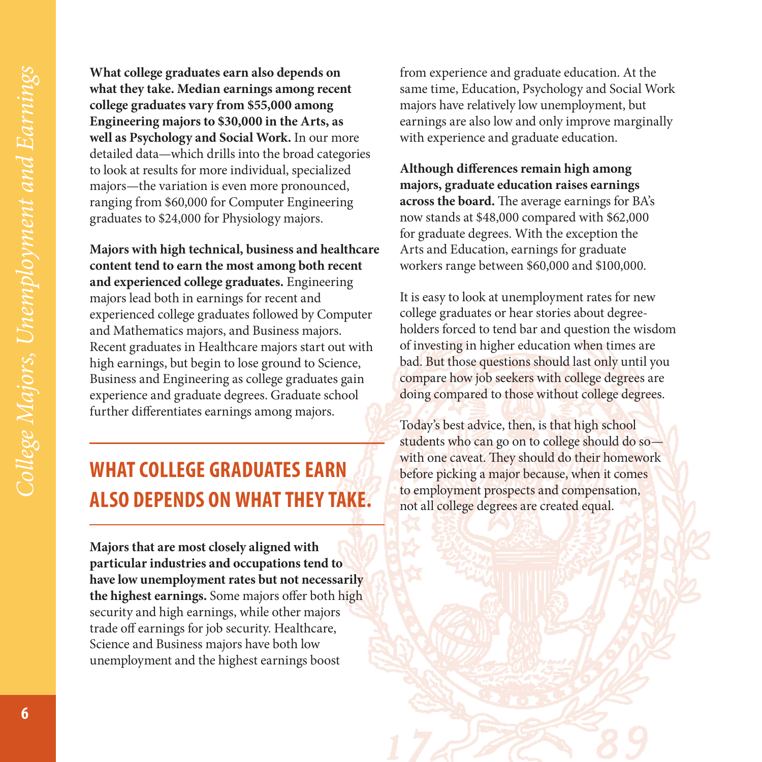**What college graduates earn also depends on what they take. Median earnings among recent college graduates vary from $55,000 among Engineering majors to $30,000 in the Arts, as well as Psychology and Social Work.** In our more detailed data—which drills into the broad categories to look at results for more individual, specialized majors—the variation is even more pronounced, ranging from $60,000 for Computer Engineering graduates to $24,000 for Physiology majors.

**Majors with high technical, business and healthcare content tend to earn the most among both recent and experienced college graduates.** Engineering majors lead both in earnings for recent and experienced college graduates followed by Computer and Mathematics majors, and Business majors. Recent graduates in Healthcare majors start out with high earnings, but begin to lose ground to Science, Business and Engineering as college graduates gain experience and graduate degrees. Graduate school further differentiates earnings among majors.

## WHAT COLLEGE GRADUATES EARN ALSO DEPENDS ON WHAT THEY TAKE.

**Majors that are most closely aligned with particular industries and occupations tend to have low unemployment rates but not necessarily the highest earnings.** Some majors offer both high security and high earnings, while other majors trade off earnings for job security. Healthcare, Science and Business majors have both low unemployment and the highest earnings boost from experience and graduate education. At the same time, Education, Psychology and Social Work majors have relatively low unemployment, but earnings are also low and only improve marginally with experience and graduate education.

**Although differences remain high among majors, graduate education raises earnings across the board.** The average earnings for BA's now stands at $48,000 compared with $62,000 for graduate degrees. With the exception the Arts and Education, earnings for graduate workers range between $60,000 and $100,000.

It is easy to look at unemployment rates for new college graduates or hear stories about degree-holders forced to tend bar and question the wisdom of investing in higher education when times are bad. But those questions should last only until you compare how job seekers with college degrees are doing compared to those without college degrees.

Today's best advice, then, is that high school students who can go on to college should do so—with one caveat. They should do their homework before picking a major because, when it comes to employment prospects and compensation, not all college degrees are created equal.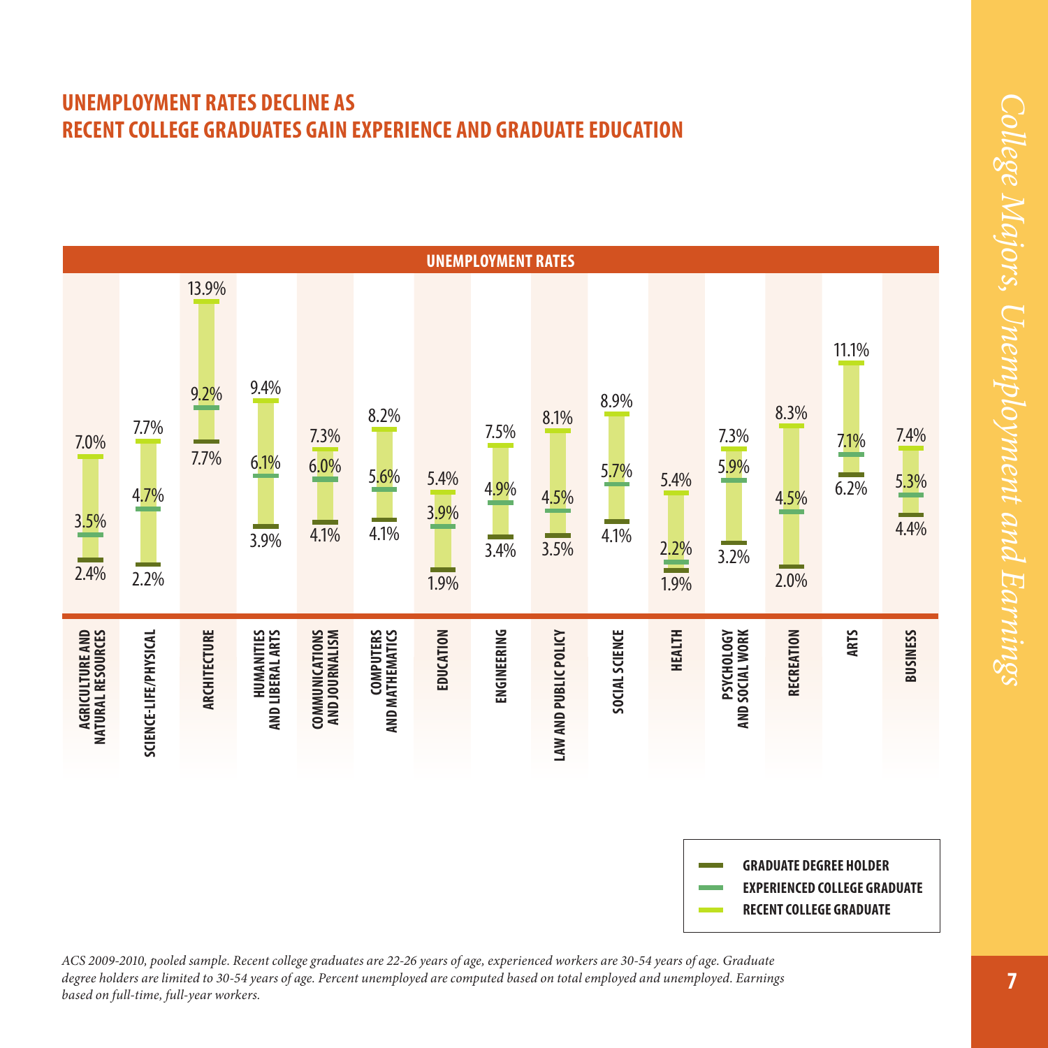## UNEMPLOYMENT RATES DECLINE AS RECENT COLLEGE GRADUATES GAIN EXPERIENCE AND GRADUATE EDUCATION

**UNEMPLOYMENT RATES**

| Major | Recent College Graduate | Experienced College Graduate | Graduate Degree Holder |
|---|---|---|---|
| Agriculture and Natural Resources | 7.0% | 3.5% | 2.4% |
| Science-Life/Physical | 7.7% | 4.7% | 2.2% |
| Architecture | 13.9% | 9.2% | 7.7% |
| Humanities and Liberal Arts | 9.4% | 6.1% | 3.9% |
| Communications and Journalism | 7.3% | 6.0% | 4.1% |
| Computers and Mathematics | 8.2% | 5.6% | 4.1% |
| Education | 5.4% | 3.9% | 1.9% |
| Engineering | 7.5% | 4.9% | 3.4% |
| Law and Public Policy | 8.1% | 4.5% | 3.5% |
| Social Science | 8.9% | 5.7% | 4.1% |
| Health | 5.4% | 2.2% | 1.9% |
| Psychology and Social Work | 7.3% | 5.9% | 3.2% |
| Recreation | 8.3% | 4.5% | 2.0% |
| Arts | 11.1% | 7.1% | 6.2% |
| Business | 7.4% | 5.3% | 4.4% |

*ACS 2009-2010, pooled sample. Recent college graduates are 22-26 years of age, experienced workers are 30-54 years of age. Graduate degree holders are limited to 30-54 years of age. Percent unemployed are computed based on total employed and unemployed. Earnings based on full-time, full-year workers.*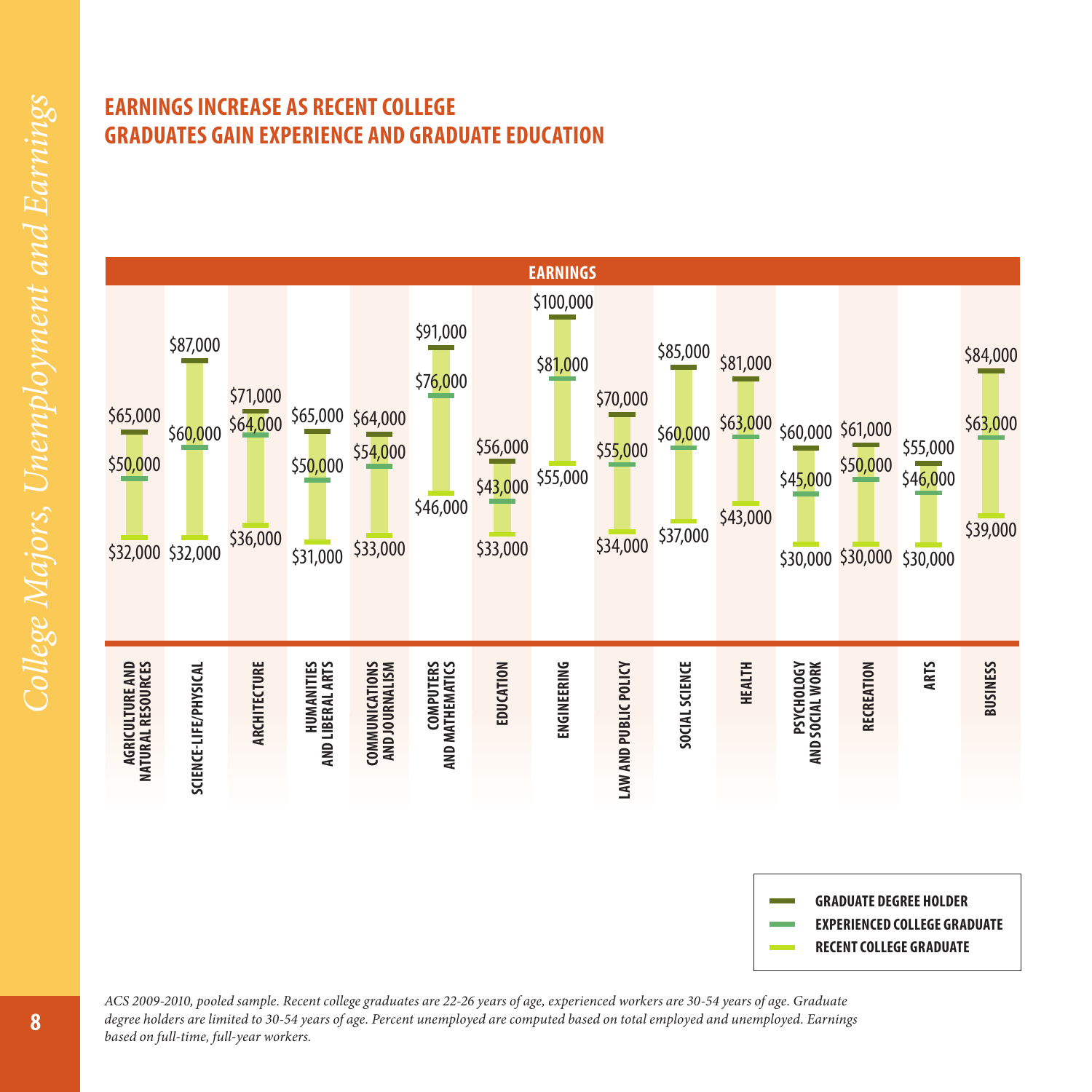## EARNINGS INCREASE AS RECENT COLLEGE GRADUATES GAIN EXPERIENCE AND GRADUATE EDUCATION

**EARNINGS**

| Major | Graduate Degree Holder | Experienced College Graduate | Recent College Graduate |
|---|---|---|---|
| Agriculture and Natural Resources | $65,000 | $50,000 | $32,000 |
| Science-Life/Physical | $87,000 | $60,000 | $32,000 |
| Architecture | $71,000 | $64,000 | $36,000 |
| Humanities and Liberal Arts | $65,000 | $50,000 | $31,000 |
| Communications and Journalism | $64,000 | $54,000 | $33,000 |
| Computers and Mathematics | $91,000 | $76,000 | $46,000 |
| Education | $56,000 | $43,000 | $33,000 |
| Engineering | $100,000 | $81,000 | $55,000 |
| Law and Public Policy | $70,000 | $55,000 | $34,000 |
| Social Science | $85,000 | $60,000 | $37,000 |
| Health | $81,000 | $63,000 | $43,000 |
| Psychology and Social Work | $60,000 | $45,000 | $30,000 |
| Recreation | $61,000 | $50,000 | $30,000 |
| Arts | $55,000 | $46,000 | $30,000 |
| Business | $84,000 | $63,000 | $39,000 |

*ACS 2009-2010, pooled sample. Recent college graduates are 22-26 years of age, experienced workers are 30-54 years of age. Graduate degree holders are limited to 30-54 years of age. Percent unemployed are computed based on total employed and unemployed. Earnings based on full-time, full-year workers.*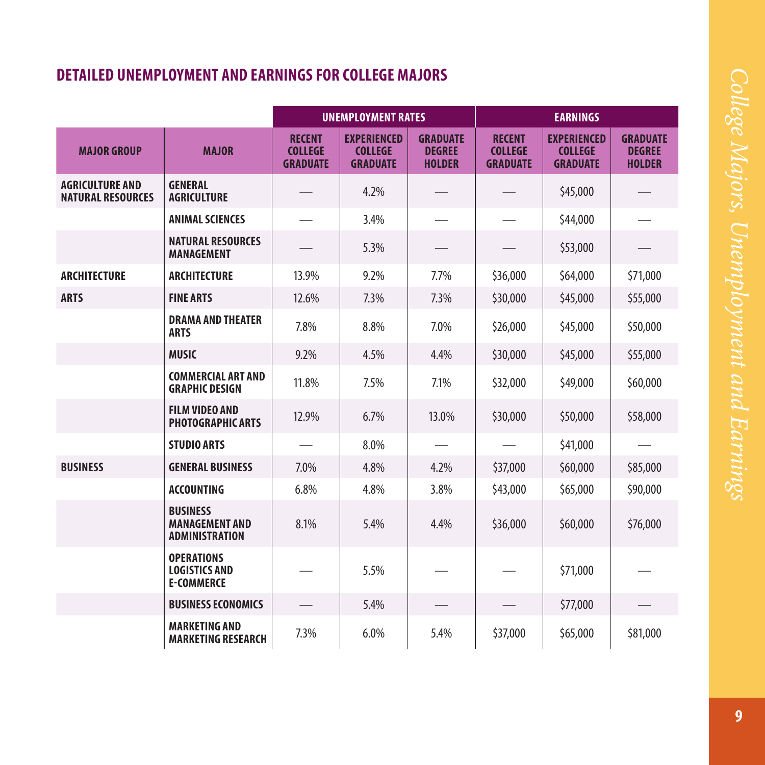## DETAILED UNEMPLOYMENT AND EARNINGS FOR COLLEGE MAJORS

| | | UNEMPLOYMENT RATES | | | EARNINGS | | |
|---|---|---|---|---|---|---|---|
| **MAJOR GROUP** | **MAJOR** | **RECENT COLLEGE GRADUATE** | **EXPERIENCED COLLEGE GRADUATE** | **GRADUATE DEGREE HOLDER** | **RECENT COLLEGE GRADUATE** | **EXPERIENCED COLLEGE GRADUATE** | **GRADUATE DEGREE HOLDER** |
| **AGRICULTURE AND NATURAL RESOURCES** | **GENERAL AGRICULTURE** | — | 4.2% | — | — | $45,000 | — |
| | **ANIMAL SCIENCES** | — | 3.4% | — | — | $44,000 | — |
| | **NATURAL RESOURCES MANAGEMENT** | — | 5.3% | — | — | $53,000 | — |
| **ARCHITECTURE** | **ARCHITECTURE** | 13.9% | 9.2% | 7.7% | $36,000 | $64,000 | $71,000 |
| **ARTS** | **FINE ARTS** | 12.6% | 7.3% | 7.3% | $30,000 | $45,000 | $55,000 |
| | **DRAMA AND THEATER ARTS** | 7.8% | 8.8% | 7.0% | $26,000 | $45,000 | $50,000 |
| | **MUSIC** | 9.2% | 4.5% | 4.4% | $30,000 | $45,000 | $55,000 |
| | **COMMERCIAL ART AND GRAPHIC DESIGN** | 11.8% | 7.5% | 7.1% | $32,000 | $49,000 | $60,000 |
| | **FILM VIDEO AND PHOTOGRAPHIC ARTS** | 12.9% | 6.7% | 13.0% | $30,000 | $50,000 | $58,000 |
| | **STUDIO ARTS** | — | 8.0% | — | — | $41,000 | — |
| **BUSINESS** | **GENERAL BUSINESS** | 7.0% | 4.8% | 4.2% | $37,000 | $60,000 | $85,000 |
| | **ACCOUNTING** | 6.8% | 4.8% | 3.8% | $43,000 | $65,000 | $90,000 |
| | **BUSINESS MANAGEMENT AND ADMINISTRATION** | 8.1% | 5.4% | 4.4% | $36,000 | $60,000 | $76,000 |
| | **OPERATIONS LOGISTICS AND E-COMMERCE** | — | 5.5% | — | — | $71,000 | — |
| | **BUSINESS ECONOMICS** | — | 5.4% | — | — | $77,000 | — |
| | **MARKETING AND MARKETING RESEARCH** | 7.3% | 6.0% | 5.4% | $37,000 | $65,000 | $81,000 |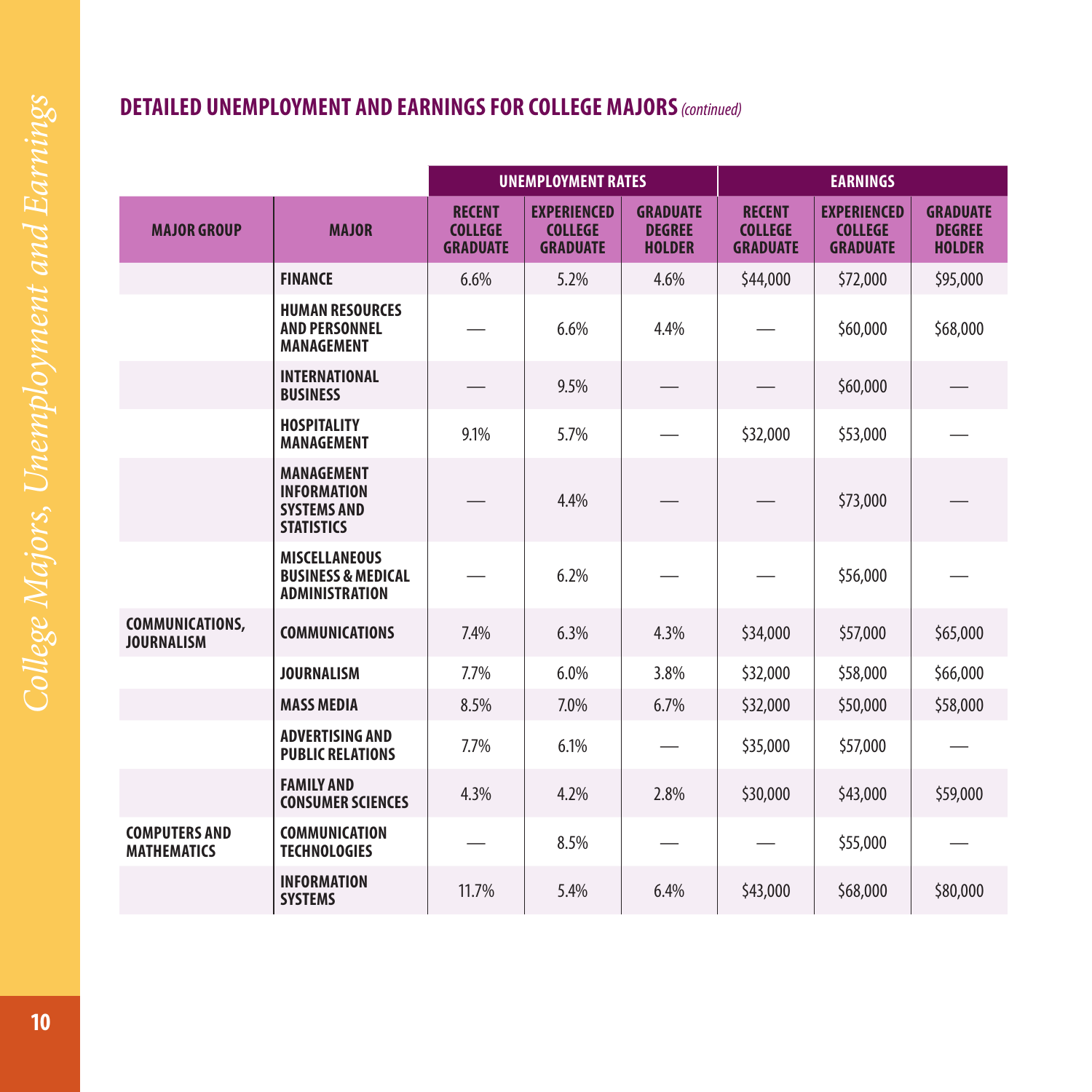## DETAILED UNEMPLOYMENT AND EARNINGS FOR COLLEGE MAJORS *(continued)*

| | | UNEMPLOYMENT RATES | | | EARNINGS | | |
|---|---|---|---|---|---|---|---|
| **MAJOR GROUP** | **MAJOR** | **RECENT COLLEGE GRADUATE** | **EXPERIENCED COLLEGE GRADUATE** | **GRADUATE DEGREE HOLDER** | **RECENT COLLEGE GRADUATE** | **EXPERIENCED COLLEGE GRADUATE** | **GRADUATE DEGREE HOLDER** |
| | **FINANCE** | 6.6% | 5.2% | 4.6% | $44,000 | $72,000 | $95,000 |
| | **HUMAN RESOURCES AND PERSONNEL MANAGEMENT** | — | 6.6% | 4.4% | — | $60,000 | $68,000 |
| | **INTERNATIONAL BUSINESS** | — | 9.5% | — | — | $60,000 | — |
| | **HOSPITALITY MANAGEMENT** | 9.1% | 5.7% | — | $32,000 | $53,000 | — |
| | **MANAGEMENT INFORMATION SYSTEMS AND STATISTICS** | — | 4.4% | — | — | $73,000 | — |
| | **MISCELLANEOUS BUSINESS & MEDICAL ADMINISTRATION** | — | 6.2% | — | — | $56,000 | — |
| **COMMUNICATIONS, JOURNALISM** | **COMMUNICATIONS** | 7.4% | 6.3% | 4.3% | $34,000 | $57,000 | $65,000 |
| | **JOURNALISM** | 7.7% | 6.0% | 3.8% | $32,000 | $58,000 | $66,000 |
| | **MASS MEDIA** | 8.5% | 7.0% | 6.7% | $32,000 | $50,000 | $58,000 |
| | **ADVERTISING AND PUBLIC RELATIONS** | 7.7% | 6.1% | — | $35,000 | $57,000 | — |
| | **FAMILY AND CONSUMER SCIENCES** | 4.3% | 4.2% | 2.8% | $30,000 | $43,000 | $59,000 |
| **COMPUTERS AND MATHEMATICS** | **COMMUNICATION TECHNOLOGIES** | — | 8.5% | — | — | $55,000 | — |
| | **INFORMATION SYSTEMS** | 11.7% | 5.4% | 6.4% | $43,000 | $68,000 | $80,000 |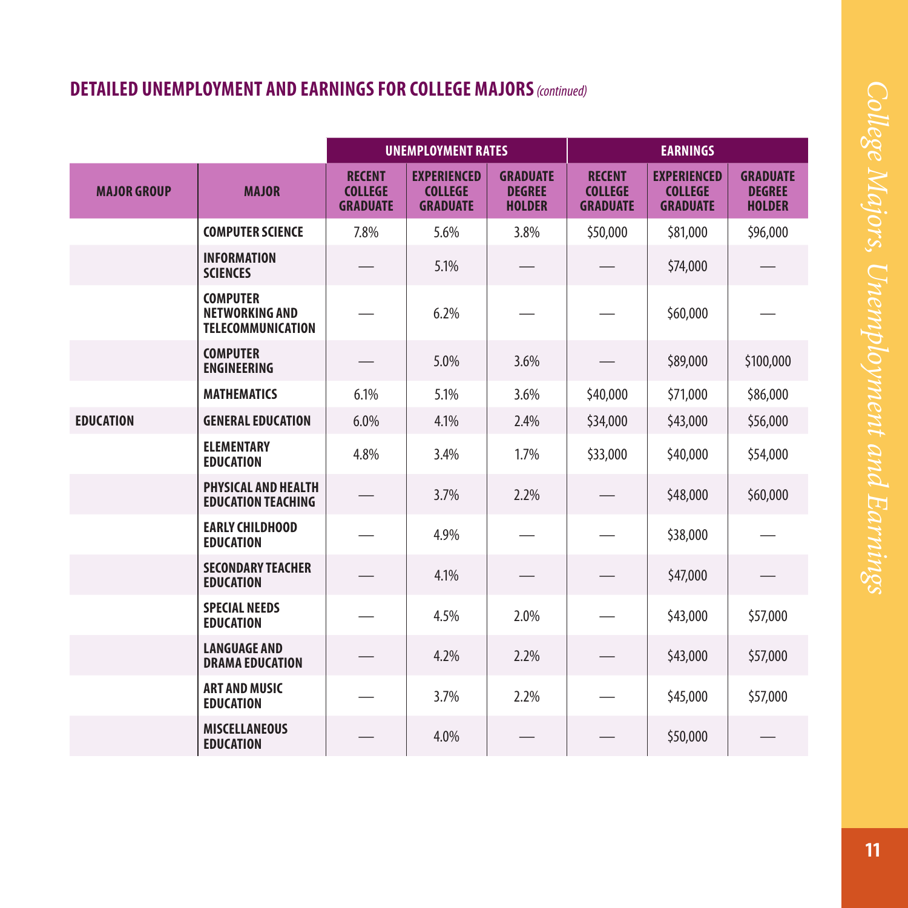## DETAILED UNEMPLOYMENT AND EARNINGS FOR COLLEGE MAJORS *(continued)*

| | | UNEMPLOYMENT RATES | | | EARNINGS | | |
|---|---|---|---|---|---|---|---|
| MAJOR GROUP | MAJOR | RECENT COLLEGE GRADUATE | EXPERIENCED COLLEGE GRADUATE | GRADUATE DEGREE HOLDER | RECENT COLLEGE GRADUATE | EXPERIENCED COLLEGE GRADUATE | GRADUATE DEGREE HOLDER |
| | COMPUTER SCIENCE | 7.8% | 5.6% | 3.8% | $50,000 | $81,000 | $96,000 |
| | INFORMATION SCIENCES | — | 5.1% | — | — | $74,000 | — |
| | COMPUTER NETWORKING AND TELECOMMUNICATION | — | 6.2% | — | — | $60,000 | — |
| | COMPUTER ENGINEERING | — | 5.0% | 3.6% | — | $89,000 | $100,000 |
| | MATHEMATICS | 6.1% | 5.1% | 3.6% | $40,000 | $71,000 | $86,000 |
| EDUCATION | GENERAL EDUCATION | 6.0% | 4.1% | 2.4% | $34,000 | $43,000 | $56,000 |
| | ELEMENTARY EDUCATION | 4.8% | 3.4% | 1.7% | $33,000 | $40,000 | $54,000 |
| | PHYSICAL AND HEALTH EDUCATION TEACHING | — | 3.7% | 2.2% | — | $48,000 | $60,000 |
| | EARLY CHILDHOOD EDUCATION | — | 4.9% | — | — | $38,000 | — |
| | SECONDARY TEACHER EDUCATION | — | 4.1% | — | — | $47,000 | — |
| | SPECIAL NEEDS EDUCATION | — | 4.5% | 2.0% | — | $43,000 | $57,000 |
| | LANGUAGE AND DRAMA EDUCATION | — | 4.2% | 2.2% | — | $43,000 | $57,000 |
| | ART AND MUSIC EDUCATION | — | 3.7% | 2.2% | — | $45,000 | $57,000 |
| | MISCELLANEOUS EDUCATION | — | 4.0% | — | — | $50,000 | — |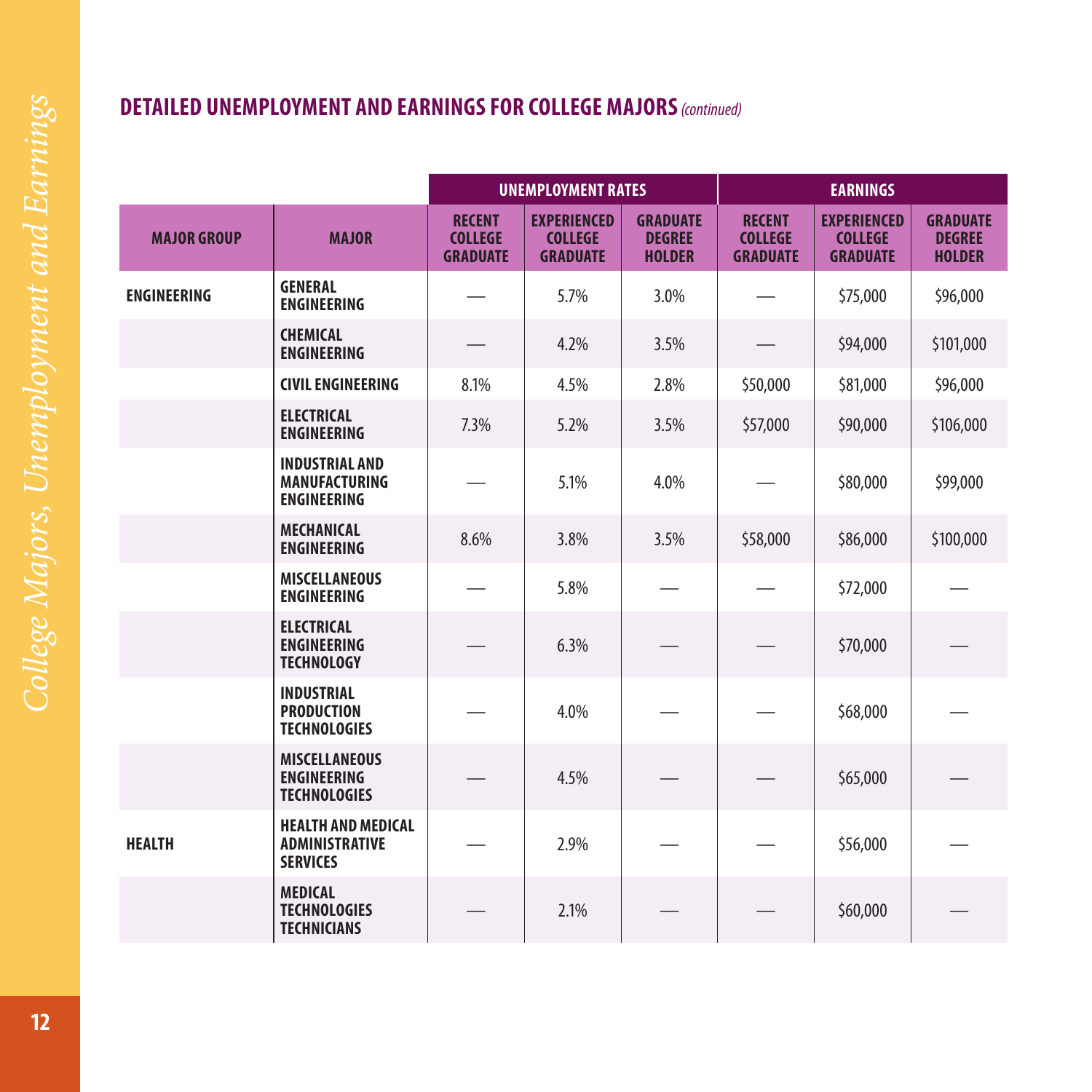## DETAILED UNEMPLOYMENT AND EARNINGS FOR COLLEGE MAJORS *(continued)*

| | | UNEMPLOYMENT RATES | | | EARNINGS | | |
|---|---|---|---|---|---|---|---|
| MAJOR GROUP | MAJOR | RECENT COLLEGE GRADUATE | EXPERIENCED COLLEGE GRADUATE | GRADUATE DEGREE HOLDER | RECENT COLLEGE GRADUATE | EXPERIENCED COLLEGE GRADUATE | GRADUATE DEGREE HOLDER |
| ENGINEERING | GENERAL ENGINEERING | — | 5.7% | 3.0% | — | $75,000 | $96,000 |
| | CHEMICAL ENGINEERING | — | 4.2% | 3.5% | — | $94,000 | $101,000 |
| | CIVIL ENGINEERING | 8.1% | 4.5% | 2.8% | $50,000 | $81,000 | $96,000 |
| | ELECTRICAL ENGINEERING | 7.3% | 5.2% | 3.5% | $57,000 | $90,000 | $106,000 |
| | INDUSTRIAL AND MANUFACTURING ENGINEERING | — | 5.1% | 4.0% | — | $80,000 | $99,000 |
| | MECHANICAL ENGINEERING | 8.6% | 3.8% | 3.5% | $58,000 | $86,000 | $100,000 |
| | MISCELLANEOUS ENGINEERING | — | 5.8% | — | — | $72,000 | — |
| | ELECTRICAL ENGINEERING TECHNOLOGY | — | 6.3% | — | — | $70,000 | — |
| | INDUSTRIAL PRODUCTION TECHNOLOGIES | — | 4.0% | — | — | $68,000 | — |
| | MISCELLANEOUS ENGINEERING TECHNOLOGIES | — | 4.5% | — | — | $65,000 | — |
| HEALTH | HEALTH AND MEDICAL ADMINISTRATIVE SERVICES | — | 2.9% | — | — | $56,000 | — |
| | MEDICAL TECHNOLOGIES TECHNICIANS | — | 2.1% | — | — | $60,000 | — |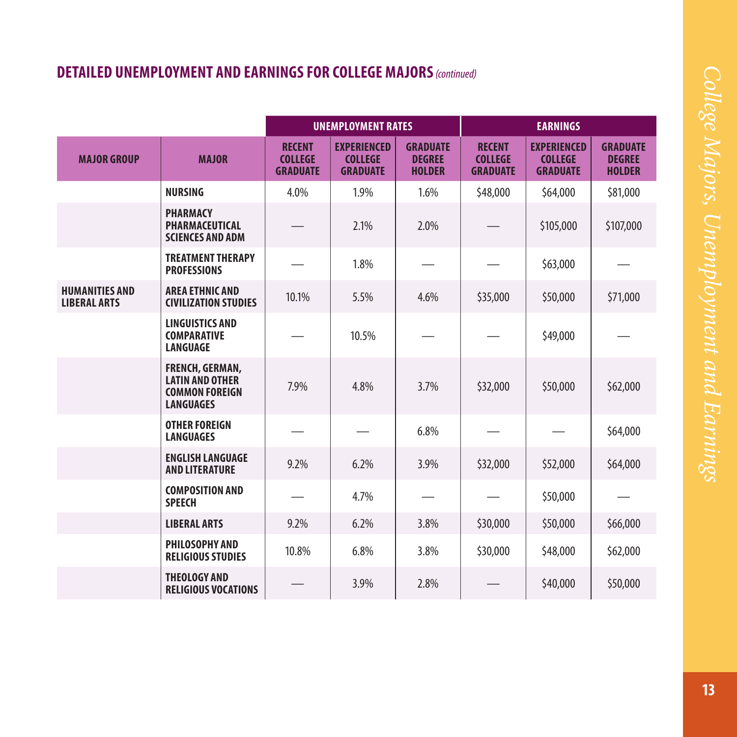## DETAILED UNEMPLOYMENT AND EARNINGS FOR COLLEGE MAJORS *(continued)*

| | | UNEMPLOYMENT RATES | | | EARNINGS | | |
|---|---|---|---|---|---|---|---|
| **MAJOR GROUP** | **MAJOR** | **RECENT COLLEGE GRADUATE** | **EXPERIENCED COLLEGE GRADUATE** | **GRADUATE DEGREE HOLDER** | **RECENT COLLEGE GRADUATE** | **EXPERIENCED COLLEGE GRADUATE** | **GRADUATE DEGREE HOLDER** |
| | **NURSING** | 4.0% | 1.9% | 1.6% | $48,000 | $64,000 | $81,000 |
| | **PHARMACY PHARMACEUTICAL SCIENCES AND ADM** | — | 2.1% | 2.0% | — | $105,000 | $107,000 |
| | **TREATMENT THERAPY PROFESSIONS** | — | 1.8% | — | — | $63,000 | — |
| **HUMANITIES AND LIBERAL ARTS** | **AREA ETHNIC AND CIVILIZATION STUDIES** | 10.1% | 5.5% | 4.6% | $35,000 | $50,000 | $71,000 |
| | **LINGUISTICS AND COMPARATIVE LANGUAGE** | — | 10.5% | — | — | $49,000 | — |
| | **FRENCH, GERMAN, LATIN AND OTHER COMMON FOREIGN LANGUAGES** | 7.9% | 4.8% | 3.7% | $32,000 | $50,000 | $62,000 |
| | **OTHER FOREIGN LANGUAGES** | — | — | 6.8% | — | — | $64,000 |
| | **ENGLISH LANGUAGE AND LITERATURE** | 9.2% | 6.2% | 3.9% | $32,000 | $52,000 | $64,000 |
| | **COMPOSITION AND SPEECH** | — | 4.7% | — | — | $50,000 | — |
| | **LIBERAL ARTS** | 9.2% | 6.2% | 3.8% | $30,000 | $50,000 | $66,000 |
| | **PHILOSOPHY AND RELIGIOUS STUDIES** | 10.8% | 6.8% | 3.8% | $30,000 | $48,000 | $62,000 |
| | **THEOLOGY AND RELIGIOUS VOCATIONS** | — | 3.9% | 2.8% | — | $40,000 | $50,000 |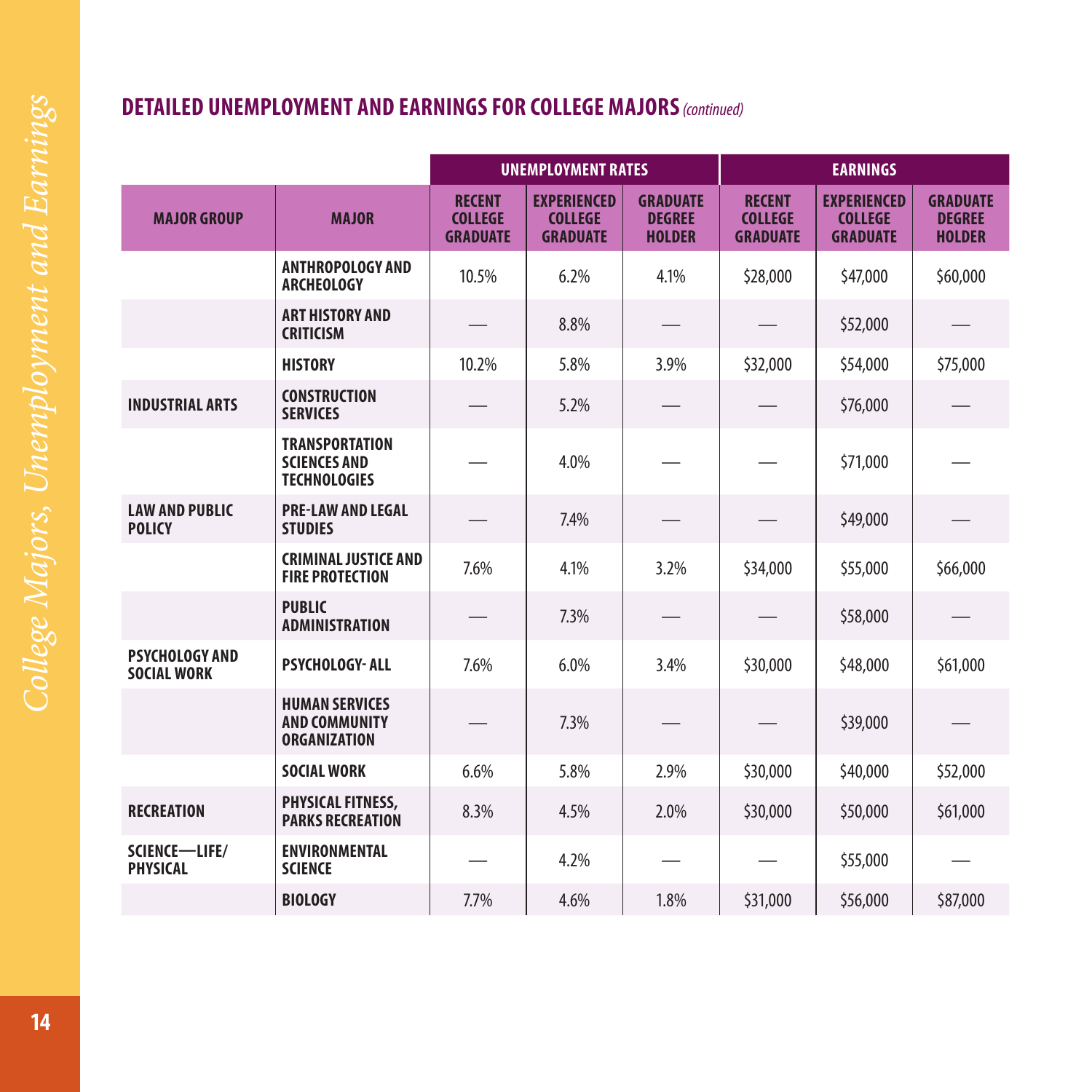## DETAILED UNEMPLOYMENT AND EARNINGS FOR COLLEGE MAJORS *(continued)*

| | | UNEMPLOYMENT RATES | | | EARNINGS | | |
|---|---|---|---|---|---|---|---|
| MAJOR GROUP | MAJOR | RECENT COLLEGE GRADUATE | EXPERIENCED COLLEGE GRADUATE | GRADUATE DEGREE HOLDER | RECENT COLLEGE GRADUATE | EXPERIENCED COLLEGE GRADUATE | GRADUATE DEGREE HOLDER |
| | ANTHROPOLOGY AND ARCHEOLOGY | 10.5% | 6.2% | 4.1% | $28,000 | $47,000 | $60,000 |
| | ART HISTORY AND CRITICISM | — | 8.8% | — | — | $52,000 | — |
| | HISTORY | 10.2% | 5.8% | 3.9% | $32,000 | $54,000 | $75,000 |
| INDUSTRIAL ARTS | CONSTRUCTION SERVICES | — | 5.2% | — | — | $76,000 | — |
| | TRANSPORTATION SCIENCES AND TECHNOLOGIES | — | 4.0% | — | — | $71,000 | — |
| LAW AND PUBLIC POLICY | PRE-LAW AND LEGAL STUDIES | — | 7.4% | — | — | $49,000 | — |
| | CRIMINAL JUSTICE AND FIRE PROTECTION | 7.6% | 4.1% | 3.2% | $34,000 | $55,000 | $66,000 |
| | PUBLIC ADMINISTRATION | — | 7.3% | — | — | $58,000 | — |
| PSYCHOLOGY AND SOCIAL WORK | PSYCHOLOGY- ALL | 7.6% | 6.0% | 3.4% | $30,000 | $48,000 | $61,000 |
| | HUMAN SERVICES AND COMMUNITY ORGANIZATION | — | 7.3% | — | — | $39,000 | — |
| | SOCIAL WORK | 6.6% | 5.8% | 2.9% | $30,000 | $40,000 | $52,000 |
| RECREATION | PHYSICAL FITNESS, PARKS RECREATION | 8.3% | 4.5% | 2.0% | $30,000 | $50,000 | $61,000 |
| SCIENCE—LIFE/ PHYSICAL | ENVIRONMENTAL SCIENCE | — | 4.2% | — | — | $55,000 | — |
| | BIOLOGY | 7.7% | 4.6% | 1.8% | $31,000 | $56,000 | $87,000 |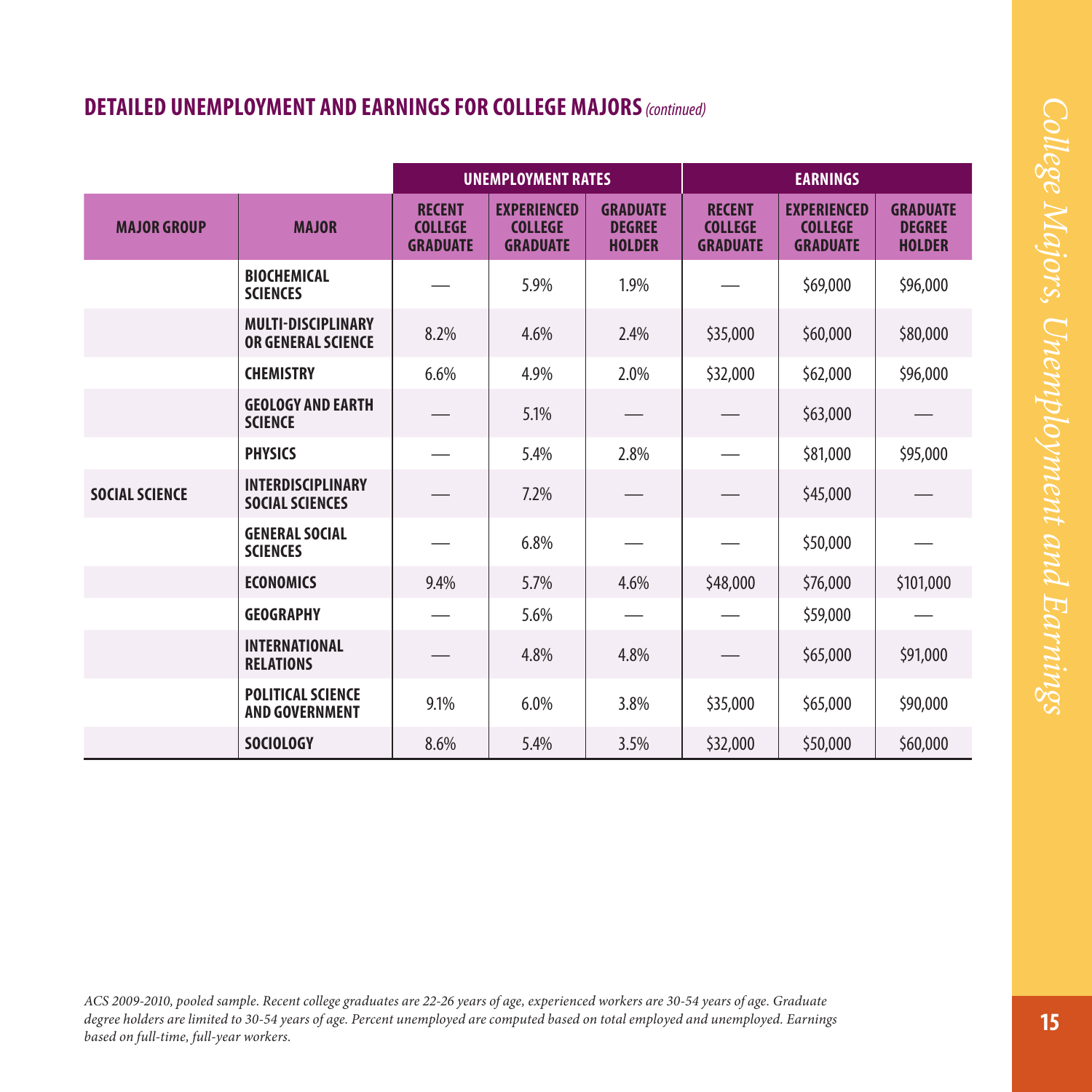## DETAILED UNEMPLOYMENT AND EARNINGS FOR COLLEGE MAJORS *(continued)*

| | | UNEMPLOYMENT RATES | | | EARNINGS | | |
|---|---|---|---|---|---|---|---|
| **MAJOR GROUP** | **MAJOR** | **RECENT COLLEGE GRADUATE** | **EXPERIENCED COLLEGE GRADUATE** | **GRADUATE DEGREE HOLDER** | **RECENT COLLEGE GRADUATE** | **EXPERIENCED COLLEGE GRADUATE** | **GRADUATE DEGREE HOLDER** |
| | **BIOCHEMICAL SCIENCES** | — | 5.9% | 1.9% | — | $69,000 | $96,000 |
| | **MULTI-DISCIPLINARY OR GENERAL SCIENCE** | 8.2% | 4.6% | 2.4% | $35,000 | $60,000 | $80,000 |
| | **CHEMISTRY** | 6.6% | 4.9% | 2.0% | $32,000 | $62,000 | $96,000 |
| | **GEOLOGY AND EARTH SCIENCE** | — | 5.1% | — | — | $63,000 | — |
| | **PHYSICS** | — | 5.4% | 2.8% | — | $81,000 | $95,000 |
| **SOCIAL SCIENCE** | **INTERDISCIPLINARY SOCIAL SCIENCES** | — | 7.2% | — | — | $45,000 | — |
| | **GENERAL SOCIAL SCIENCES** | — | 6.8% | — | — | $50,000 | — |
| | **ECONOMICS** | 9.4% | 5.7% | 4.6% | $48,000 | $76,000 | $101,000 |
| | **GEOGRAPHY** | — | 5.6% | — | — | $59,000 | — |
| | **INTERNATIONAL RELATIONS** | — | 4.8% | 4.8% | — | $65,000 | $91,000 |
| | **POLITICAL SCIENCE AND GOVERNMENT** | 9.1% | 6.0% | 3.8% | $35,000 | $65,000 | $90,000 |
| | **SOCIOLOGY** | 8.6% | 5.4% | 3.5% | $32,000 | $50,000 | $60,000 |

*ACS 2009-2010, pooled sample. Recent college graduates are 22-26 years of age, experienced workers are 30-54 years of age. Graduate degree holders are limited to 30-54 years of age. Percent unemployed are computed based on total employed and unemployed. Earnings based on full-time, full-year workers.*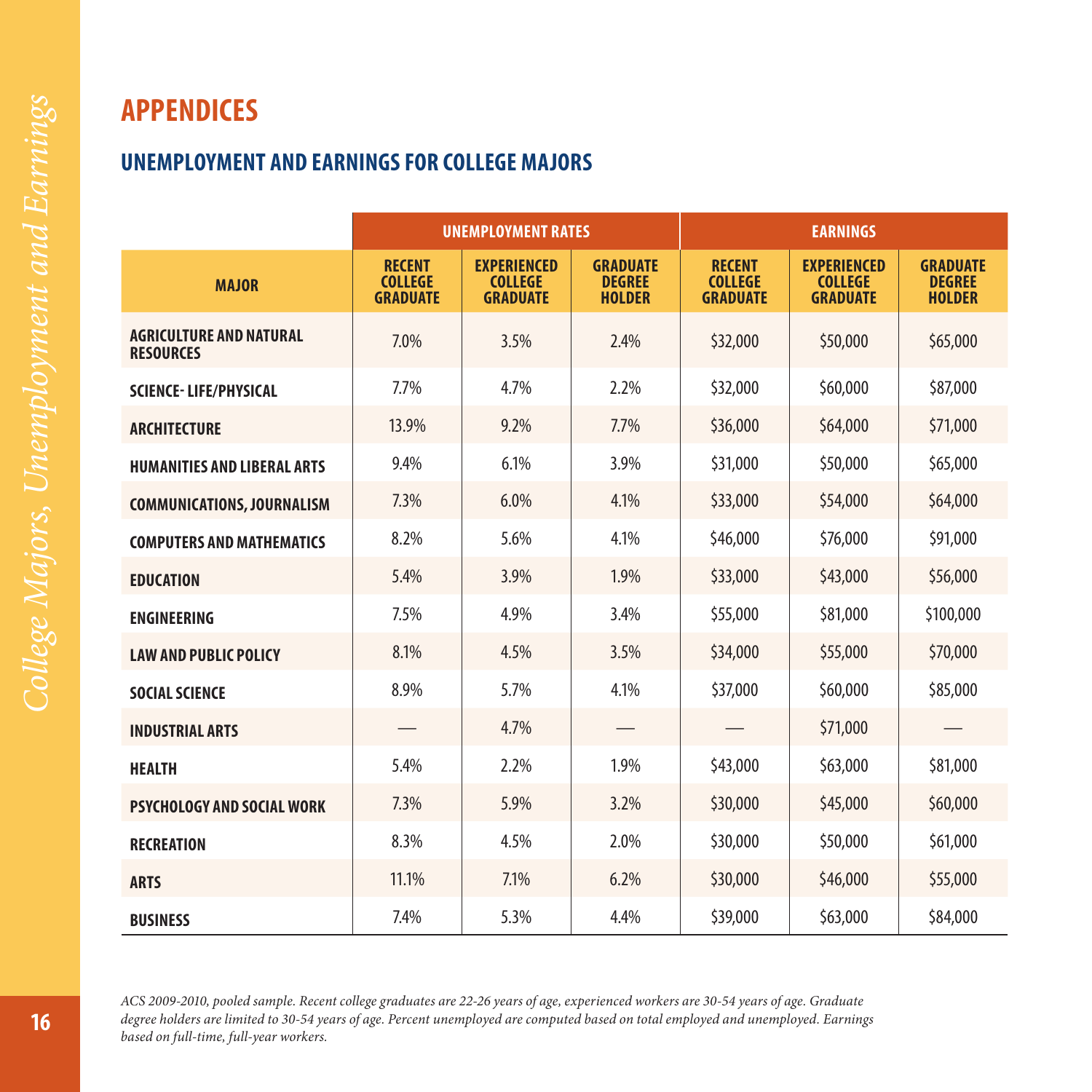# APPENDICES

## UNEMPLOYMENT AND EARNINGS FOR COLLEGE MAJORS

| | UNEMPLOYMENT RATES | | | EARNINGS | | |
|---|---|---|---|---|---|---|
| **MAJOR** | **RECENT COLLEGE GRADUATE** | **EXPERIENCED COLLEGE GRADUATE** | **GRADUATE DEGREE HOLDER** | **RECENT COLLEGE GRADUATE** | **EXPERIENCED COLLEGE GRADUATE** | **GRADUATE DEGREE HOLDER** |
| **AGRICULTURE AND NATURAL RESOURCES** | 7.0% | 3.5% | 2.4% | $32,000 | $50,000 | $65,000 |
| **SCIENCE- LIFE/PHYSICAL** | 7.7% | 4.7% | 2.2% | $32,000 | $60,000 | $87,000 |
| **ARCHITECTURE** | 13.9% | 9.2% | 7.7% | $36,000 | $64,000 | $71,000 |
| **HUMANITIES AND LIBERAL ARTS** | 9.4% | 6.1% | 3.9% | $31,000 | $50,000 | $65,000 |
| **COMMUNICATIONS, JOURNALISM** | 7.3% | 6.0% | 4.1% | $33,000 | $54,000 | $64,000 |
| **COMPUTERS AND MATHEMATICS** | 8.2% | 5.6% | 4.1% | $46,000 | $76,000 | $91,000 |
| **EDUCATION** | 5.4% | 3.9% | 1.9% | $33,000 | $43,000 | $56,000 |
| **ENGINEERING** | 7.5% | 4.9% | 3.4% | $55,000 | $81,000 | $100,000 |
| **LAW AND PUBLIC POLICY** | 8.1% | 4.5% | 3.5% | $34,000 | $55,000 | $70,000 |
| **SOCIAL SCIENCE** | 8.9% | 5.7% | 4.1% | $37,000 | $60,000 | $85,000 |
| **INDUSTRIAL ARTS** | — | 4.7% | — | — | $71,000 | — |
| **HEALTH** | 5.4% | 2.2% | 1.9% | $43,000 | $63,000 | $81,000 |
| **PSYCHOLOGY AND SOCIAL WORK** | 7.3% | 5.9% | 3.2% | $30,000 | $45,000 | $60,000 |
| **RECREATION** | 8.3% | 4.5% | 2.0% | $30,000 | $50,000 | $61,000 |
| **ARTS** | 11.1% | 7.1% | 6.2% | $30,000 | $46,000 | $55,000 |
| **BUSINESS** | 7.4% | 5.3% | 4.4% | $39,000 | $63,000 | $84,000 |

*ACS 2009-2010, pooled sample. Recent college graduates are 22-26 years of age, experienced workers are 30-54 years of age. Graduate degree holders are limited to 30-54 years of age. Percent unemployed are computed based on total employed and unemployed. Earnings based on full-time, full-year workers.*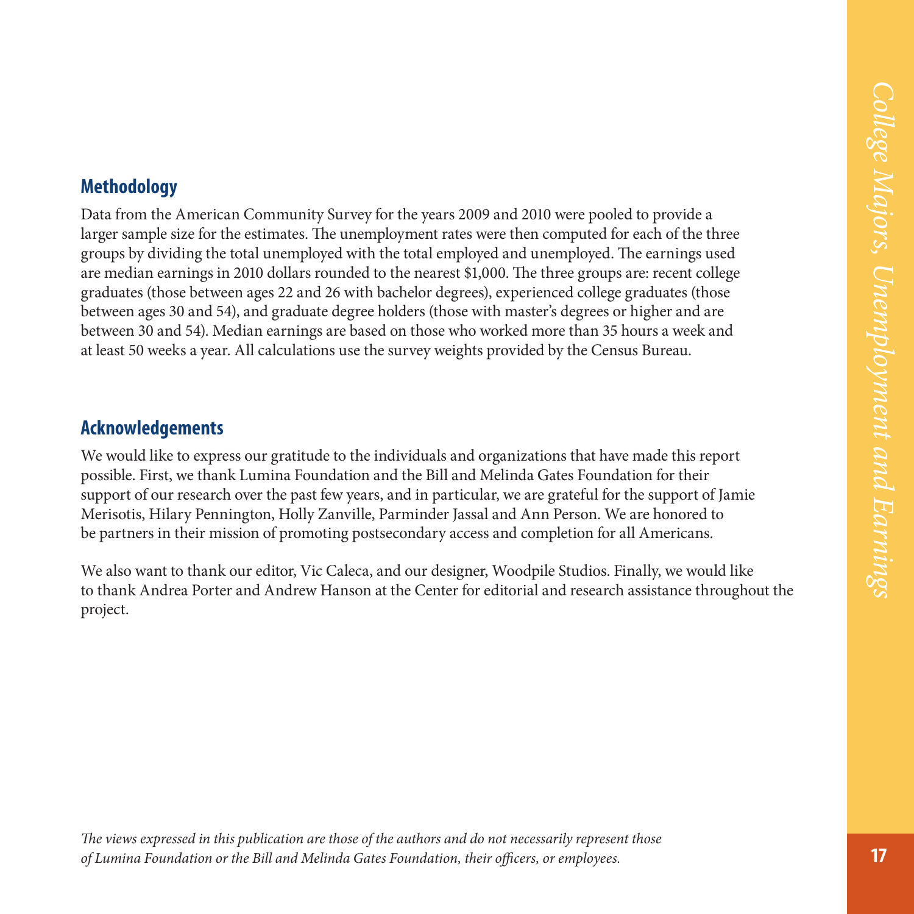## Methodology

Data from the American Community Survey for the years 2009 and 2010 were pooled to provide a larger sample size for the estimates. The unemployment rates were then computed for each of the three groups by dividing the total unemployed with the total employed and unemployed. The earnings used are median earnings in 2010 dollars rounded to the nearest $1,000. The three groups are: recent college graduates (those between ages 22 and 26 with bachelor degrees), experienced college graduates (those between ages 30 and 54), and graduate degree holders (those with master's degrees or higher and are between 30 and 54). Median earnings are based on those who worked more than 35 hours a week and at least 50 weeks a year. All calculations use the survey weights provided by the Census Bureau.

## Acknowledgements

We would like to express our gratitude to the individuals and organizations that have made this report possible. First, we thank Lumina Foundation and the Bill and Melinda Gates Foundation for their support of our research over the past few years, and in particular, we are grateful for the support of Jamie Merisotis, Hilary Pennington, Holly Zanville, Parminder Jassal and Ann Person. We are honored to be partners in their mission of promoting postsecondary access and completion for all Americans.

We also want to thank our editor, Vic Caleca, and our designer, Woodpile Studios. Finally, we would like to thank Andrea Porter and Andrew Hanson at the Center for editorial and research assistance throughout the project.

*The views expressed in this publication are those of the authors and do not necessarily represent those of Lumina Foundation or the Bill and Melinda Gates Foundation, their officers, or employees.*